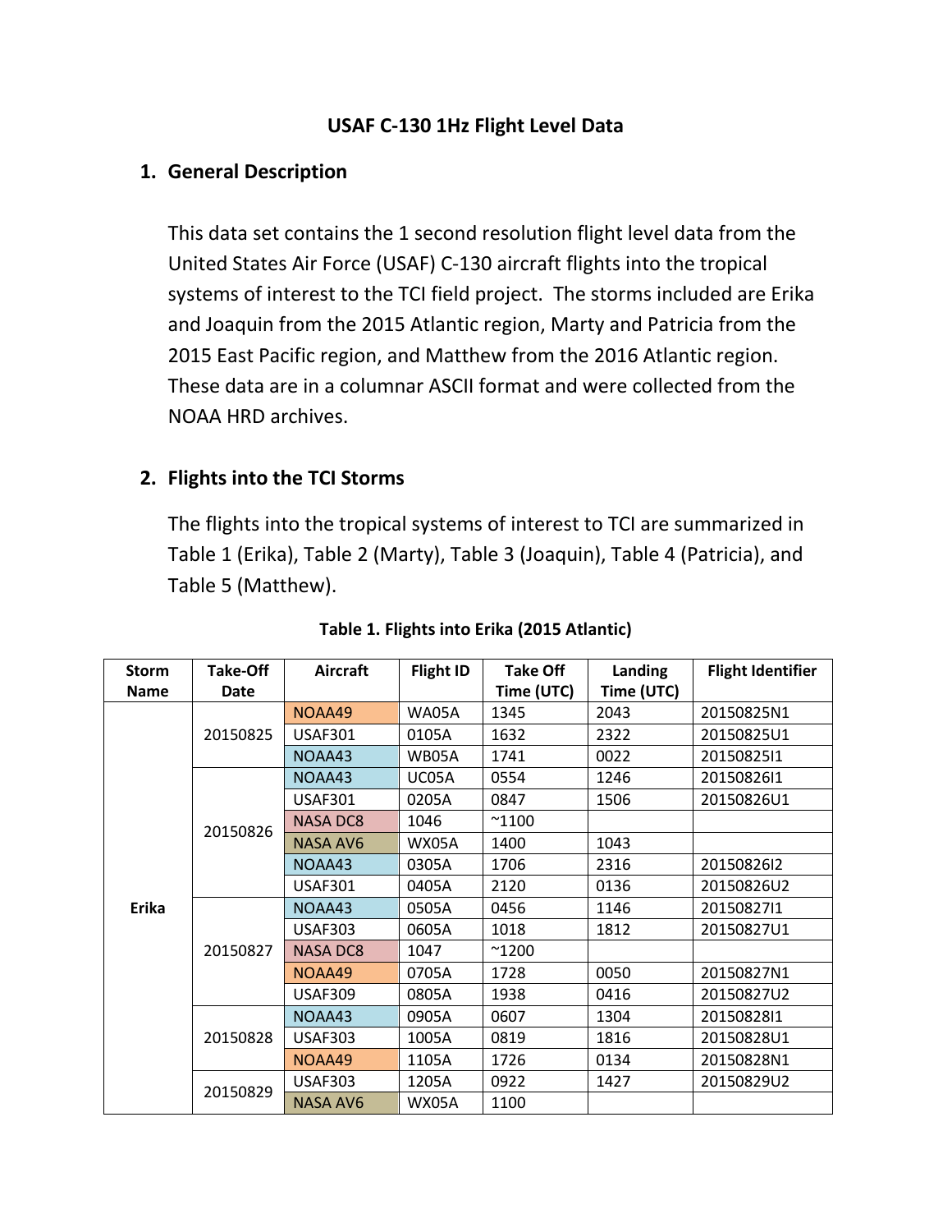# USAF C-130 1Hz Flight Level Data

## 1. General Description

This data set contains the 1 second resolution flight level data from the United States Air Force (USAF) C-130 aircraft flights into the tropical systems of interest to the TCI field project. The storms included are Erika and Joaquin from the 2015 Atlantic region, Marty and Patricia from the 2015 East Pacific region, and Matthew from the 2016 Atlantic region. These data are in a columnar ASCII format and were collected from the NOAA HRD archives.

## 2. Flights into the TCI Storms

The flights into the tropical systems of interest to TCI are summarized in Table 1 (Erika), Table 2 (Marty), Table 3 (Joaquin), Table 4 (Patricia), and Table 5 (Matthew).

**Table 1. Flights into Erika (2015 Atlantic)**

| Storm Name | Take-Off Date | Aircraft | Flight ID | Take Off Time (UTC) | Landing Time (UTC) | Flight Identifier |
|---|---|---|---|---|---|---|
| Erika | 20150825 | NOAA49 | WA05A | 1345 | 2043 | 20150825N1 |
| | | USAF301 | 0105A | 1632 | 2322 | 20150825U1 |
| | | NOAA43 | WB05A | 1741 | 0022 | 20150825I1 |
| | 20150826 | NOAA43 | UC05A | 0554 | 1246 | 20150826I1 |
| | | USAF301 | 0205A | 0847 | 1506 | 20150826U1 |
| | | NASA DC8 | 1046 | ~1100 | | |
| | | NASA AV6 | WX05A | 1400 | 1043 | |
| | | NOAA43 | 0305A | 1706 | 2316 | 20150826I2 |
| | | USAF301 | 0405A | 2120 | 0136 | 20150826U2 |
| | 20150827 | NOAA43 | 0505A | 0456 | 1146 | 20150827I1 |
| | | USAF303 | 0605A | 1018 | 1812 | 20150827U1 |
| | | NASA DC8 | 1047 | ~1200 | | |
| | | NOAA49 | 0705A | 1728 | 0050 | 20150827N1 |
| | | USAF309 | 0805A | 1938 | 0416 | 20150827U2 |
| | 20150828 | NOAA43 | 0905A | 0607 | 1304 | 20150828I1 |
| | | USAF303 | 1005A | 0819 | 1816 | 20150828U1 |
| | | NOAA49 | 1105A | 1726 | 0134 | 20150828N1 |
| | 20150829 | USAF303 | 1205A | 0922 | 1427 | 20150829U2 |
| | | NASA AV6 | WX05A | 1100 | | |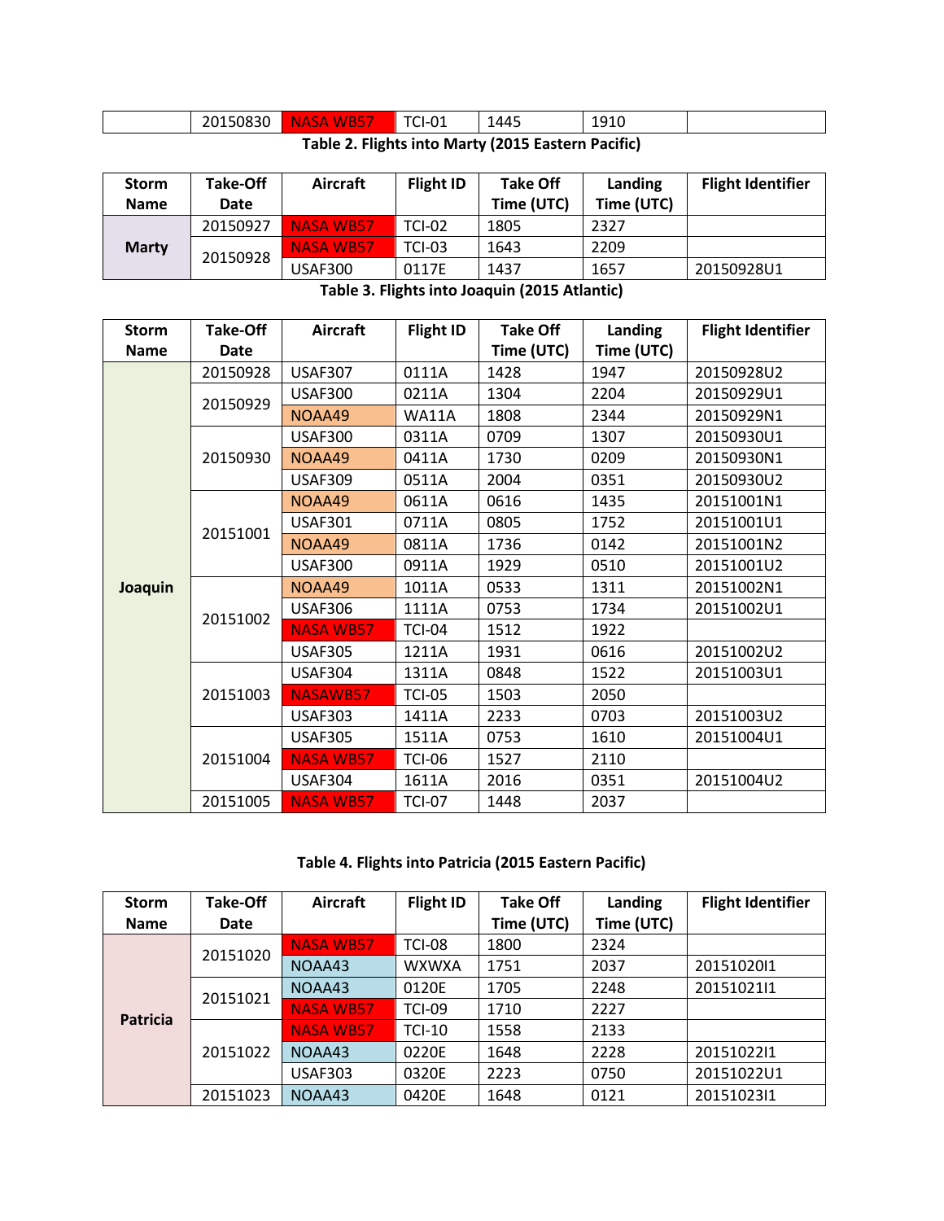| | 20150830 | NASA WB57 | TCI-01 | 1445 | 1910 | |
|---|---|---|---|---|---|---|

**Table 2. Flights into Marty (2015 Eastern Pacific)**

| Storm Name | Take-Off Date | Aircraft | Flight ID | Take Off Time (UTC) | Landing Time (UTC) | Flight Identifier |
|---|---|---|---|---|---|---|
| Marty | 20150927 | NASA WB57 | TCI-02 | 1805 | 2327 | |
| | 20150928 | NASA WB57 | TCI-03 | 1643 | 2209 | |
| | | USAF300 | 0117E | 1437 | 1657 | 20150928U1 |

**Table 3. Flights into Joaquin (2015 Atlantic)**

| Storm Name | Take-Off Date | Aircraft | Flight ID | Take Off Time (UTC) | Landing Time (UTC) | Flight Identifier |
|---|---|---|---|---|---|---|
| Joaquin | 20150928 | USAF307 | 0111A | 1428 | 1947 | 20150928U2 |
| | 20150929 | USAF300 | 0211A | 1304 | 2204 | 20150929U1 |
| | | NOAA49 | WA11A | 1808 | 2344 | 20150929N1 |
| | 20150930 | USAF300 | 0311A | 0709 | 1307 | 20150930U1 |
| | | NOAA49 | 0411A | 1730 | 0209 | 20150930N1 |
| | | USAF309 | 0511A | 2004 | 0351 | 20150930U2 |
| | 20151001 | NOAA49 | 0611A | 0616 | 1435 | 20151001N1 |
| | | USAF301 | 0711A | 0805 | 1752 | 20151001U1 |
| | | NOAA49 | 0811A | 1736 | 0142 | 20151001N2 |
| | | USAF300 | 0911A | 1929 | 0510 | 20151001U2 |
| | 20151002 | NOAA49 | 1011A | 0533 | 1311 | 20151002N1 |
| | | USAF306 | 1111A | 0753 | 1734 | 20151002U1 |
| | | NASA WB57 | TCI-04 | 1512 | 1922 | |
| | | USAF305 | 1211A | 1931 | 0616 | 20151002U2 |
| | 20151003 | USAF304 | 1311A | 0848 | 1522 | 20151003U1 |
| | | NASAWB57 | TCI-05 | 1503 | 2050 | |
| | | USAF303 | 1411A | 2233 | 0703 | 20151003U2 |
| | 20151004 | USAF305 | 1511A | 0753 | 1610 | 20151004U1 |
| | | NASA WB57 | TCI-06 | 1527 | 2110 | |
| | | USAF304 | 1611A | 2016 | 0351 | 20151004U2 |
| | 20151005 | NASA WB57 | TCI-07 | 1448 | 2037 | |

**Table 4. Flights into Patricia (2015 Eastern Pacific)**

| Storm Name | Take-Off Date | Aircraft | Flight ID | Take Off Time (UTC) | Landing Time (UTC) | Flight Identifier |
|---|---|---|---|---|---|---|
| Patricia | 20151020 | NASA WB57 | TCI-08 | 1800 | 2324 | |
| | | NOAA43 | WXWXA | 1751 | 2037 | 20151020I1 |
| | 20151021 | NOAA43 | 0120E | 1705 | 2248 | 20151021I1 |
| | | NASA WB57 | TCI-09 | 1710 | 2227 | |
| | 20151022 | NASA WB57 | TCI-10 | 1558 | 2133 | |
| | | NOAA43 | 0220E | 1648 | 2228 | 20151022I1 |
| | | USAF303 | 0320E | 2223 | 0750 | 20151022U1 |
| | 20151023 | NOAA43 | 0420E | 1648 | 0121 | 20151023I1 |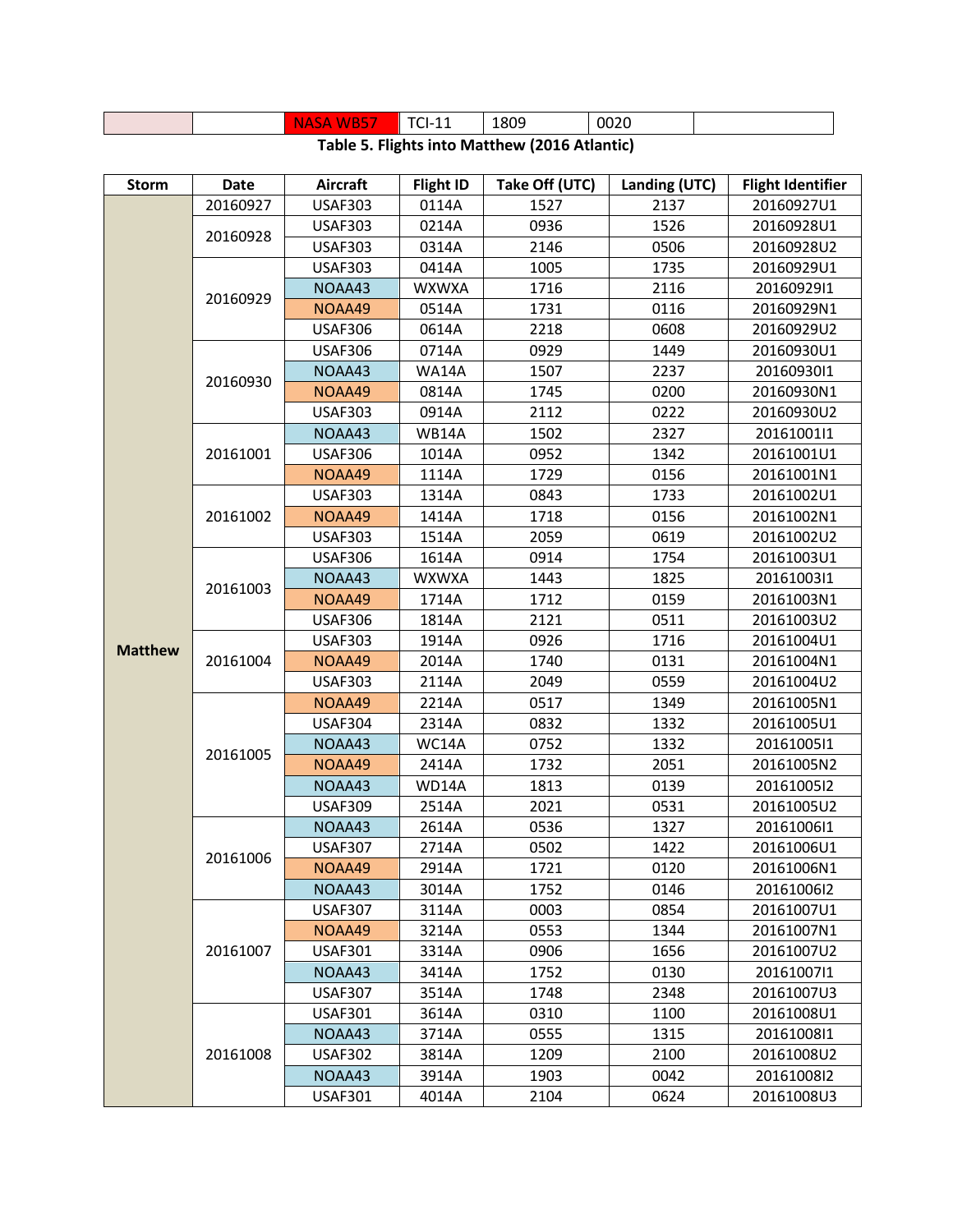|  |  | NASA WB57 | TCI-11 | 1809 | 0020 |  |
|---|---|---|---|---|---|---|

**Table 5. Flights into Matthew (2016 Atlantic)**

| Storm | Date | Aircraft | Flight ID | Take Off (UTC) | Landing (UTC) | Flight Identifier |
|---|---|---|---|---|---|---|
| Matthew | 20160927 | USAF303 | 0114A | 1527 | 2137 | 20160927U1 |
|  | 20160928 | USAF303 | 0214A | 0936 | 1526 | 20160928U1 |
|  |  | USAF303 | 0314A | 2146 | 0506 | 20160928U2 |
|  | 20160929 | USAF303 | 0414A | 1005 | 1735 | 20160929U1 |
|  |  | NOAA43 | WXWXA | 1716 | 2116 | 20160929I1 |
|  |  | NOAA49 | 0514A | 1731 | 0116 | 20160929N1 |
|  |  | USAF306 | 0614A | 2218 | 0608 | 20160929U2 |
|  | 20160930 | USAF306 | 0714A | 0929 | 1449 | 20160930U1 |
|  |  | NOAA43 | WA14A | 1507 | 2237 | 20160930I1 |
|  |  | NOAA49 | 0814A | 1745 | 0200 | 20160930N1 |
|  |  | USAF303 | 0914A | 2112 | 0222 | 20160930U2 |
|  | 20161001 | NOAA43 | WB14A | 1502 | 2327 | 20161001I1 |
|  |  | USAF306 | 1014A | 0952 | 1342 | 20161001U1 |
|  |  | NOAA49 | 1114A | 1729 | 0156 | 20161001N1 |
|  | 20161002 | USAF303 | 1314A | 0843 | 1733 | 20161002U1 |
|  |  | NOAA49 | 1414A | 1718 | 0156 | 20161002N1 |
|  |  | USAF303 | 1514A | 2059 | 0619 | 20161002U2 |
|  | 20161003 | USAF306 | 1614A | 0914 | 1754 | 20161003U1 |
|  |  | NOAA43 | WXWXA | 1443 | 1825 | 20161003I1 |
|  |  | NOAA49 | 1714A | 1712 | 0159 | 20161003N1 |
|  |  | USAF306 | 1814A | 2121 | 0511 | 20161003U2 |
|  | 20161004 | USAF303 | 1914A | 0926 | 1716 | 20161004U1 |
|  |  | NOAA49 | 2014A | 1740 | 0131 | 20161004N1 |
|  |  | USAF303 | 2114A | 2049 | 0559 | 20161004U2 |
|  | 20161005 | NOAA49 | 2214A | 0517 | 1349 | 20161005N1 |
|  |  | USAF304 | 2314A | 0832 | 1332 | 20161005U1 |
|  |  | NOAA43 | WC14A | 0752 | 1332 | 20161005I1 |
|  |  | NOAA49 | 2414A | 1732 | 2051 | 20161005N2 |
|  |  | NOAA43 | WD14A | 1813 | 0139 | 20161005I2 |
|  |  | USAF309 | 2514A | 2021 | 0531 | 20161005U2 |
|  | 20161006 | NOAA43 | 2614A | 0536 | 1327 | 20161006I1 |
|  |  | USAF307 | 2714A | 0502 | 1422 | 20161006U1 |
|  |  | NOAA49 | 2914A | 1721 | 0120 | 20161006N1 |
|  |  | NOAA43 | 3014A | 1752 | 0146 | 20161006I2 |
|  | 20161007 | USAF307 | 3114A | 0003 | 0854 | 20161007U1 |
|  |  | NOAA49 | 3214A | 0553 | 1344 | 20161007N1 |
|  |  | USAF301 | 3314A | 0906 | 1656 | 20161007U2 |
|  |  | NOAA43 | 3414A | 1752 | 0130 | 20161007I1 |
|  |  | USAF307 | 3514A | 1748 | 2348 | 20161007U3 |
|  | 20161008 | USAF301 | 3614A | 0310 | 1100 | 20161008U1 |
|  |  | NOAA43 | 3714A | 0555 | 1315 | 20161008I1 |
|  |  | USAF302 | 3814A | 1209 | 2100 | 20161008U2 |
|  |  | NOAA43 | 3914A | 1903 | 0042 | 20161008I2 |
|  |  | USAF301 | 4014A | 2104 | 0624 | 20161008U3 |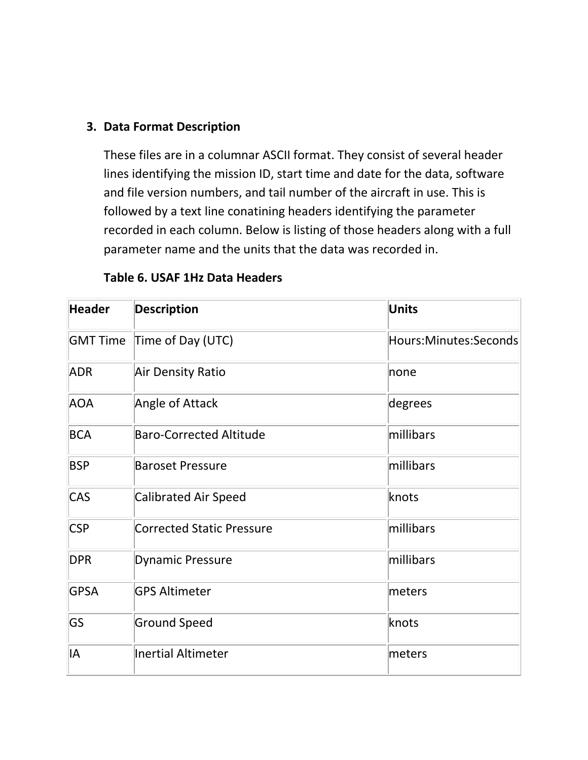## 3. Data Format Description

These files are in a columnar ASCII format. They consist of several header lines identifying the mission ID, start time and date for the data, software and file version numbers, and tail number of the aircraft in use. This is followed by a text line conatining headers identifying the parameter recorded in each column. Below is listing of those headers along with a full parameter name and the units that the data was recorded in.

**Table 6. USAF 1Hz Data Headers**

| Header | Description | Units |
| --- | --- | --- |
| GMT Time | Time of Day (UTC) | Hours:Minutes:Seconds |
| ADR | Air Density Ratio | none |
| AOA | Angle of Attack | degrees |
| BCA | Baro-Corrected Altitude | millibars |
| BSP | Baroset Pressure | millibars |
| CAS | Calibrated Air Speed | knots |
| CSP | Corrected Static Pressure | millibars |
| DPR | Dynamic Pressure | millibars |
| GPSA | GPS Altimeter | meters |
| GS | Ground Speed | knots |
| IA | Inertial Altimeter | meters |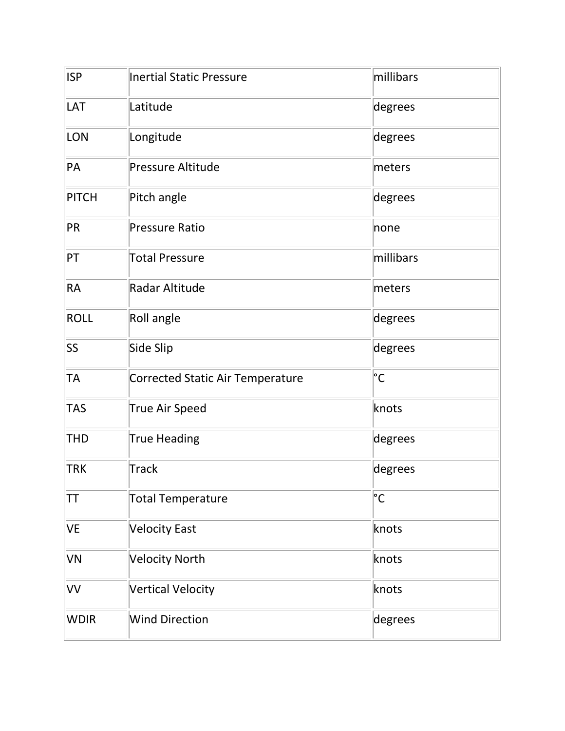| ISP | Inertial Static Pressure | millibars |
| --- | --- | --- |
| LAT | Latitude | degrees |
| LON | Longitude | degrees |
| PA | Pressure Altitude | meters |
| PITCH | Pitch angle | degrees |
| PR | Pressure Ratio | none |
| PT | Total Pressure | millibars |
| RA | Radar Altitude | meters |
| ROLL | Roll angle | degrees |
| SS | Side Slip | degrees |
| TA | Corrected Static Air Temperature | °C |
| TAS | True Air Speed | knots |
| THD | True Heading | degrees |
| TRK | Track | degrees |
| TT | Total Temperature | °C |
| VE | Velocity East | knots |
| VN | Velocity North | knots |
| VV | Vertical Velocity | knots |
| WDIR | Wind Direction | degrees |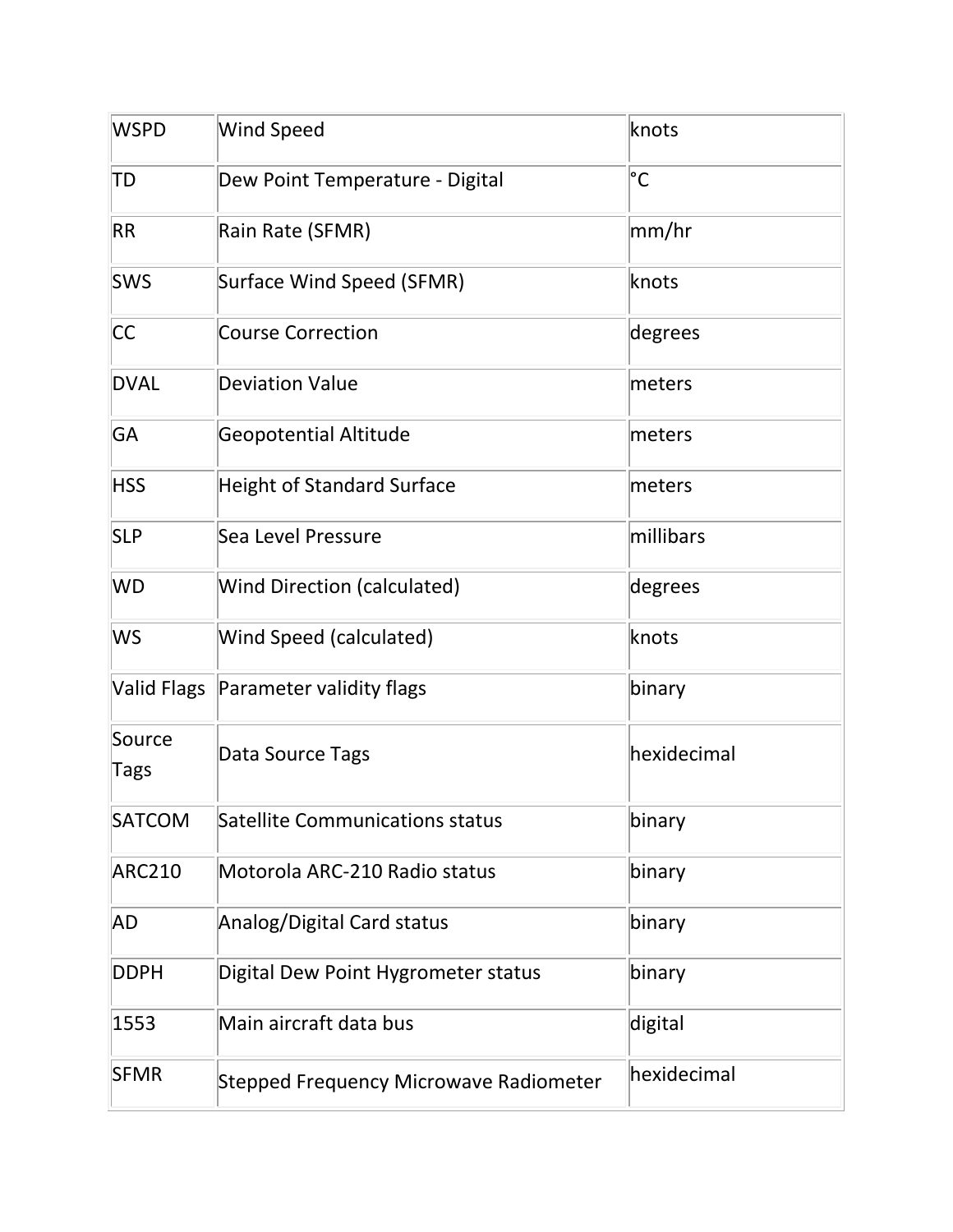| WSPD | Wind Speed | knots |
|---|---|---|
| TD | Dew Point Temperature - Digital | °C |
| RR | Rain Rate (SFMR) | mm/hr |
| SWS | Surface Wind Speed (SFMR) | knots |
| CC | Course Correction | degrees |
| DVAL | Deviation Value | meters |
| GA | Geopotential Altitude | meters |
| HSS | Height of Standard Surface | meters |
| SLP | Sea Level Pressure | millibars |
| WD | Wind Direction (calculated) | degrees |
| WS | Wind Speed (calculated) | knots |
| Valid Flags | Parameter validity flags | binary |
| Source Tags | Data Source Tags | hexidecimal |
| SATCOM | Satellite Communications status | binary |
| ARC210 | Motorola ARC-210 Radio status | binary |
| AD | Analog/Digital Card status | binary |
| DDPH | Digital Dew Point Hygrometer status | binary |
| 1553 | Main aircraft data bus | digital |
| SFMR | Stepped Frequency Microwave Radiometer | hexidecimal |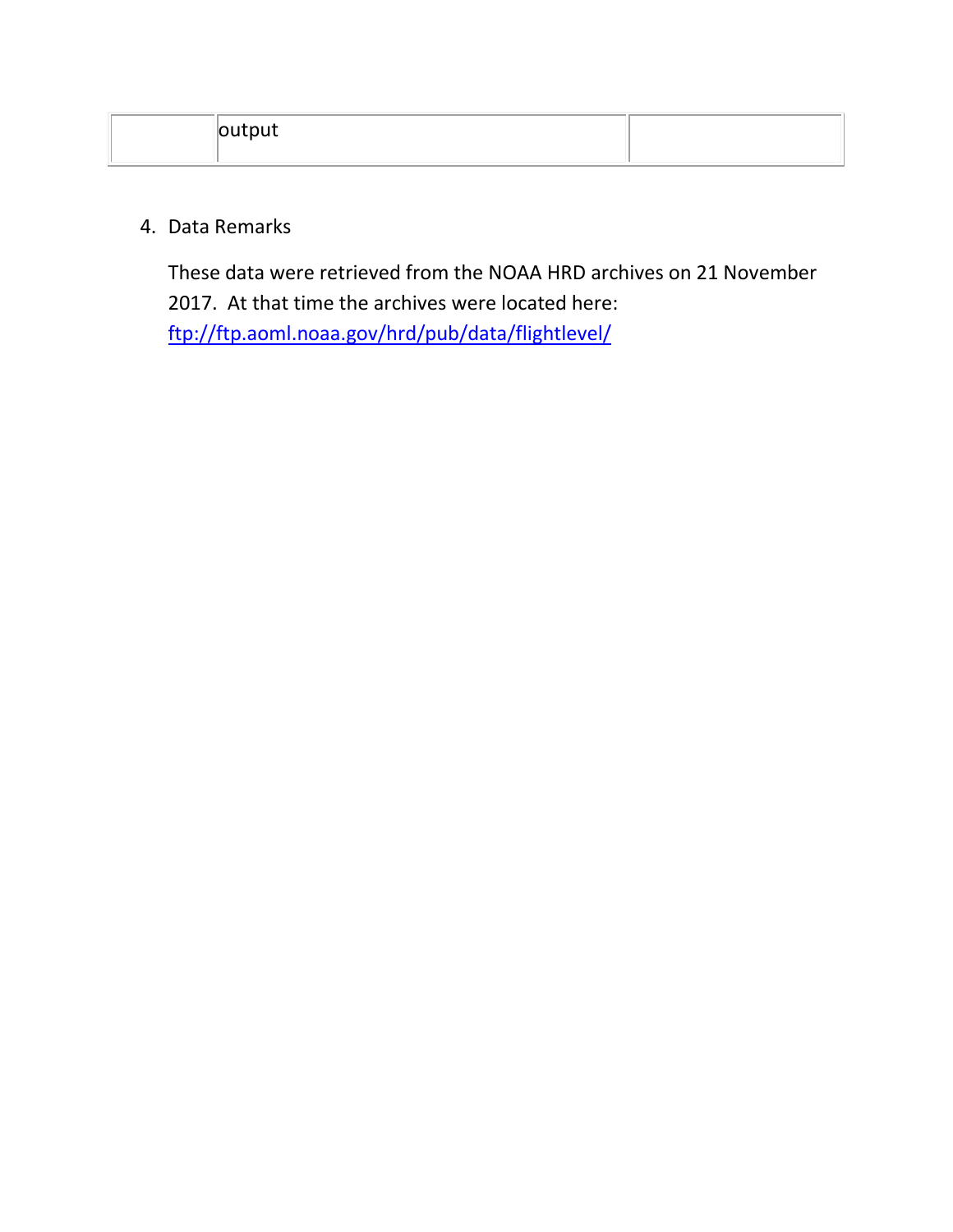| | | |
|---|---|---|
| | output | |

4. Data Remarks

   These data were retrieved from the NOAA HRD archives on 21 November 2017. At that time the archives were located here: [ftp://ftp.aoml.noaa.gov/hrd/pub/data/flightlevel/](ftp://ftp.aoml.noaa.gov/hrd/pub/data/flightlevel/)